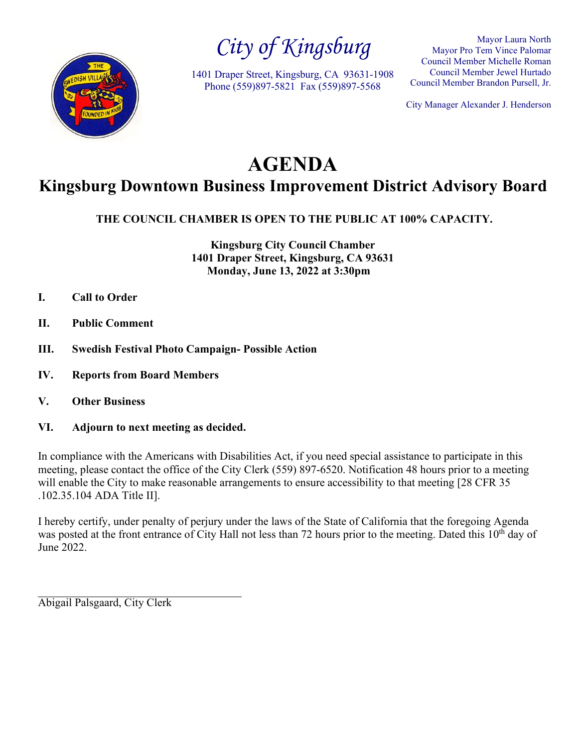# City of Kingsburg

1401 Draper Street, Kingsburg, CA 93631-1908
Phone (559)897-5821 Fax (559)897-5568

Mayor Laura North
Mayor Pro Tem Vince Palomar
Council Member Michelle Roman
Council Member Jewel Hurtado
Council Member Brandon Pursell, Jr.

City Manager Alexander J. Henderson

# AGENDA

## Kingsburg Downtown Business Improvement District Advisory Board

**THE COUNCIL CHAMBER IS OPEN TO THE PUBLIC AT 100% CAPACITY.**

**Kingsburg City Council Chamber**
**1401 Draper Street, Kingsburg, CA 93631**
**Monday, June 13, 2022 at 3:30pm**

**I. Call to Order**

**II. Public Comment**

**III. Swedish Festival Photo Campaign- Possible Action**

**IV. Reports from Board Members**

**V. Other Business**

**VI. Adjourn to next meeting as decided.**

In compliance with the Americans with Disabilities Act, if you need special assistance to participate in this meeting, please contact the office of the City Clerk (559) 897-6520. Notification 48 hours prior to a meeting will enable the City to make reasonable arrangements to ensure accessibility to that meeting [28 CFR 35 .102.35.104 ADA Title II].

I hereby certify, under penalty of perjury under the laws of the State of California that the foregoing Agenda was posted at the front entrance of City Hall not less than 72 hours prior to the meeting. Dated this 10th day of June 2022.

\_\_\_\_\_\_\_\_\_\_\_\_\_\_\_\_\_\_\_\_\_\_\_\_\_\_\_\_\_\_\_\_\_\_\_\_
Abigail Palsgaard, City Clerk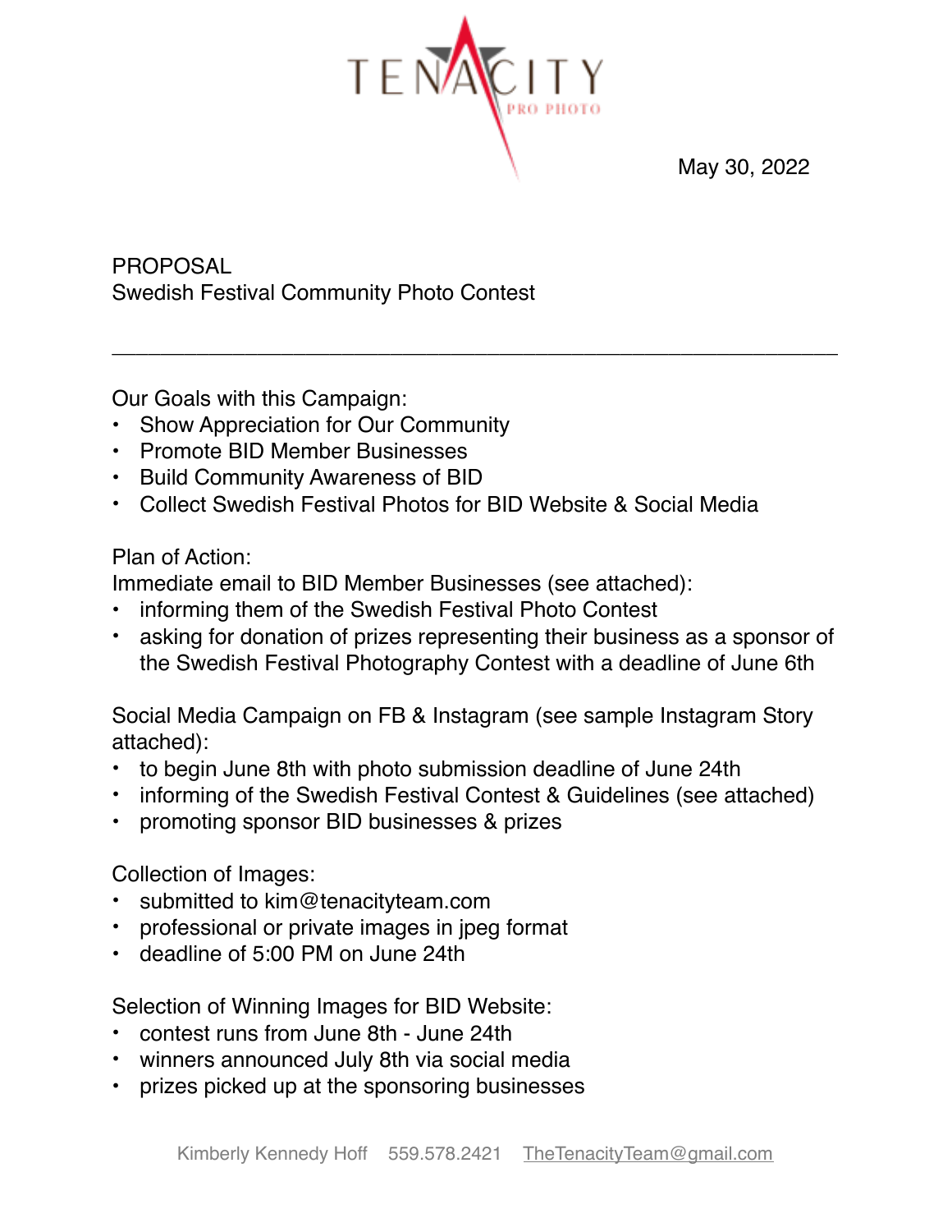May 30, 2022

PROPOSAL
Swedish Festival Community Photo Contest

---

Our Goals with this Campaign:

- Show Appreciation for Our Community
- Promote BID Member Businesses
- Build Community Awareness of BID
- Collect Swedish Festival Photos for BID Website & Social Media

Plan of Action:
Immediate email to BID Member Businesses (see attached):

- informing them of the Swedish Festival Photo Contest
- asking for donation of prizes representing their business as a sponsor of the Swedish Festival Photography Contest with a deadline of June 6th

Social Media Campaign on FB & Instagram (see sample Instagram Story attached):

- to begin June 8th with photo submission deadline of June 24th
- informing of the Swedish Festival Contest & Guidelines (see attached)
- promoting sponsor BID businesses & prizes

Collection of Images:

- submitted to kim@tenacityteam.com
- professional or private images in jpeg format
- deadline of 5:00 PM on June 24th

Selection of Winning Images for BID Website:

- contest runs from June 8th - June 24th
- winners announced July 8th via social media
- prizes picked up at the sponsoring businesses

Kimberly Kennedy Hoff 559.578.2421 TheTenacityTeam@gmail.com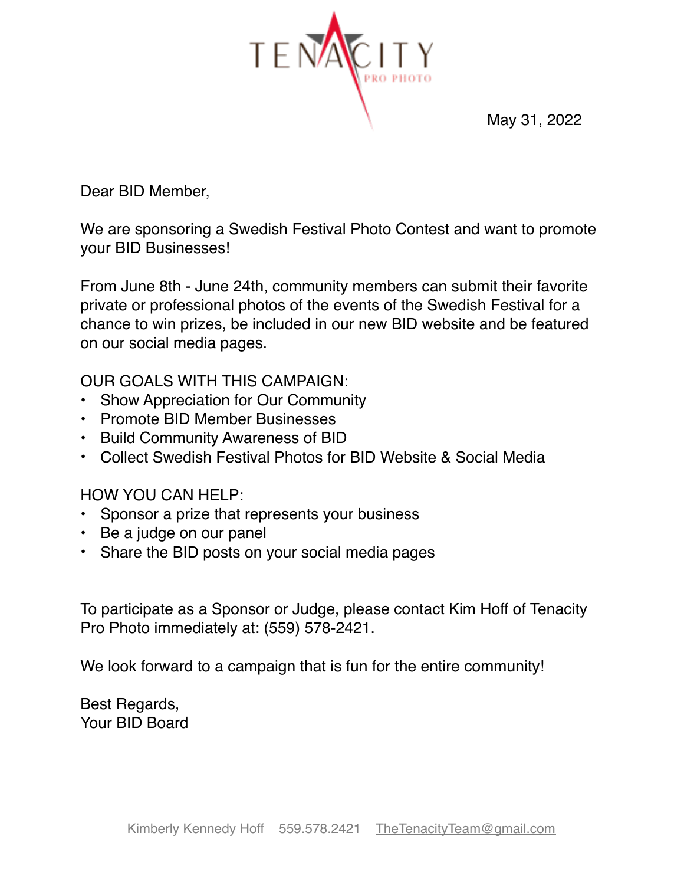TENACITY PRO PHOTO

May 31, 2022

Dear BID Member,

We are sponsoring a Swedish Festival Photo Contest and want to promote your BID Businesses!

From June 8th - June 24th, community members can submit their favorite private or professional photos of the events of the Swedish Festival for a chance to win prizes, be included in our new BID website and be featured on our social media pages.

OUR GOALS WITH THIS CAMPAIGN:

- Show Appreciation for Our Community
- Promote BID Member Businesses
- Build Community Awareness of BID
- Collect Swedish Festival Photos for BID Website & Social Media

HOW YOU CAN HELP:

- Sponsor a prize that represents your business
- Be a judge on our panel
- Share the BID posts on your social media pages

To participate as a Sponsor or Judge, please contact Kim Hoff of Tenacity Pro Photo immediately at: (559) 578-2421.

We look forward to a campaign that is fun for the entire community!

Best Regards,
Your BID Board

Kimberly Kennedy Hoff    559.578.2421    TheTenacityTeam@gmail.com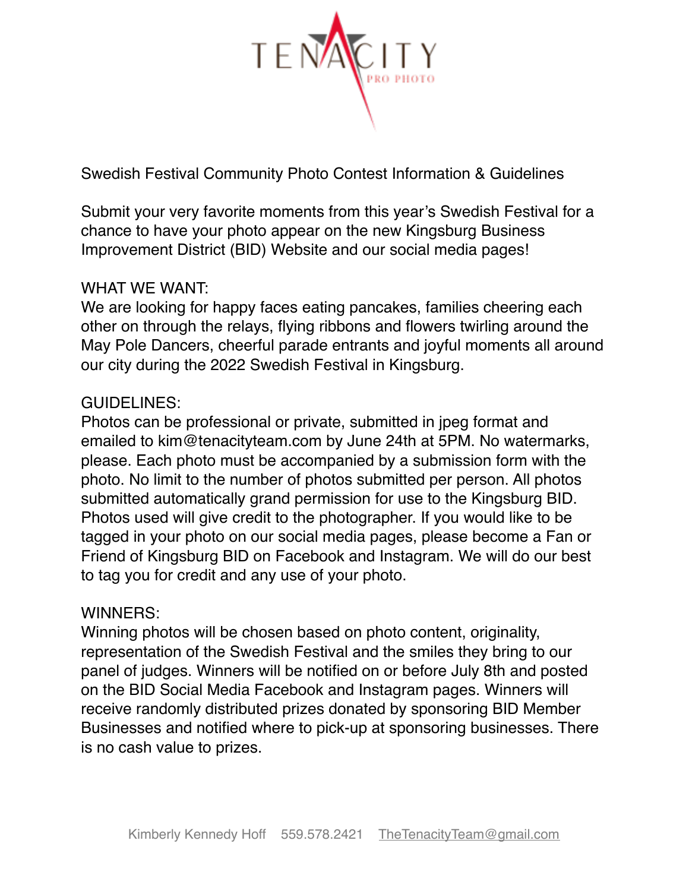TENACITY

PRO PHOTO

Swedish Festival Community Photo Contest Information & Guidelines

Submit your very favorite moments from this year's Swedish Festival for a chance to have your photo appear on the new Kingsburg Business Improvement District (BID) Website and our social media pages!

WHAT WE WANT:
We are looking for happy faces eating pancakes, families cheering each other on through the relays, flying ribbons and flowers twirling around the May Pole Dancers, cheerful parade entrants and joyful moments all around our city during the 2022 Swedish Festival in Kingsburg.

GUIDELINES:
Photos can be professional or private, submitted in jpeg format and emailed to kim@tenacityteam.com by June 24th at 5PM. No watermarks, please. Each photo must be accompanied by a submission form with the photo. No limit to the number of photos submitted per person. All photos submitted automatically grand permission for use to the Kingsburg BID. Photos used will give credit to the photographer. If you would like to be tagged in your photo on our social media pages, please become a Fan or Friend of Kingsburg BID on Facebook and Instagram. We will do our best to tag you for credit and any use of your photo.

WINNERS:
Winning photos will be chosen based on photo content, originality, representation of the Swedish Festival and the smiles they bring to our panel of judges. Winners will be notified on or before July 8th and posted on the BID Social Media Facebook and Instagram pages. Winners will receive randomly distributed prizes donated by sponsoring BID Member Businesses and notified where to pick-up at sponsoring businesses. There is no cash value to prizes.

Kimberly Kennedy Hoff 559.578.2421 TheTenacityTeam@gmail.com